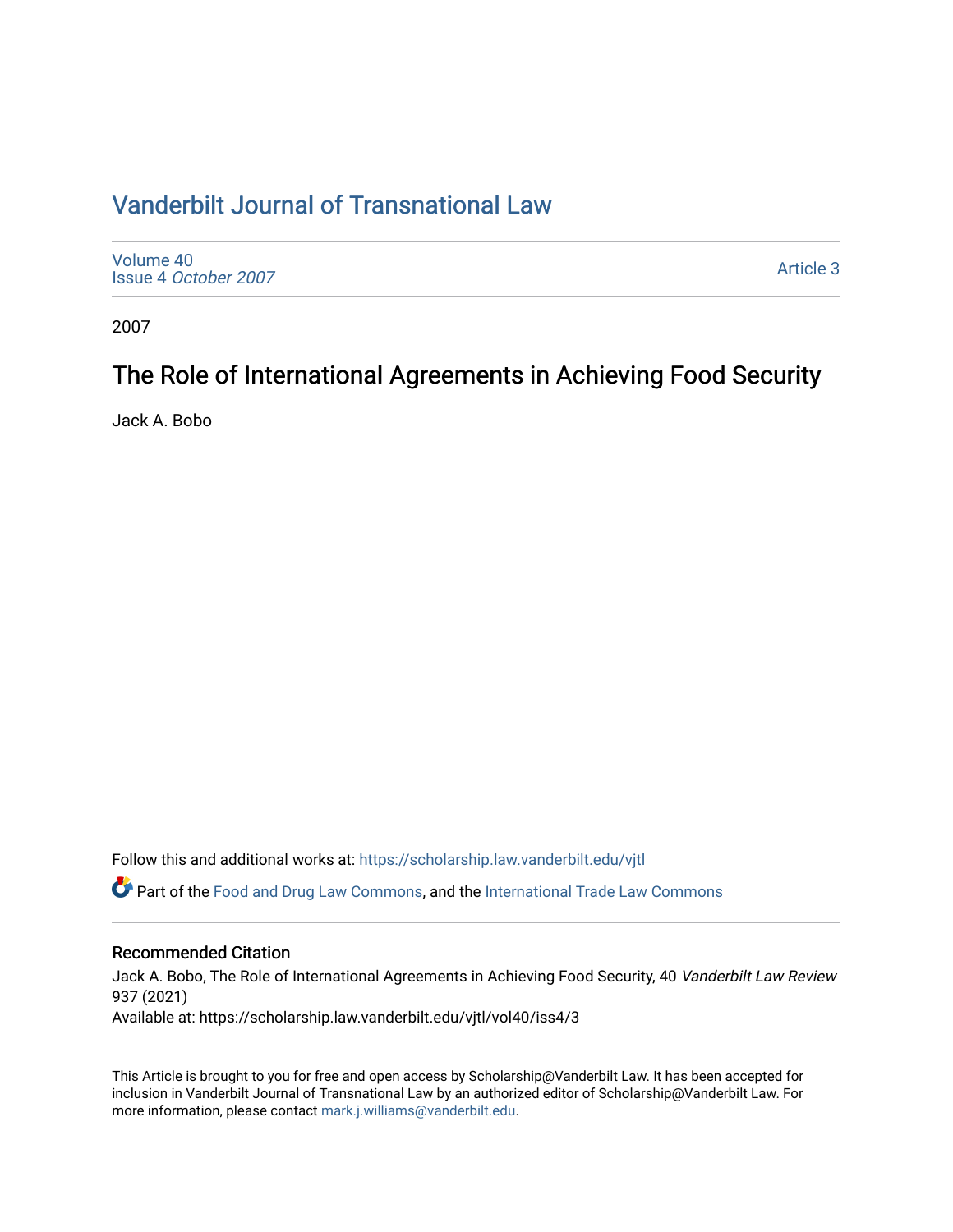# Vanderbilt Journal of Transnational Law

Volume 40
Issue 4 *October 2007*

Article 3

2007

## The Role of International Agreements in Achieving Food Security

Jack A. Bobo

Follow this and additional works at: https://scholarship.law.vanderbilt.edu/vjtl

Part of the Food and Drug Law Commons, and the International Trade Law Commons

### Recommended Citation

Jack A. Bobo, The Role of International Agreements in Achieving Food Security, 40 *Vanderbilt Law Review* 937 (2021)

Available at: https://scholarship.law.vanderbilt.edu/vjtl/vol40/iss4/3

This Article is brought to you for free and open access by Scholarship@Vanderbilt Law. It has been accepted for inclusion in Vanderbilt Journal of Transnational Law by an authorized editor of Scholarship@Vanderbilt Law. For more information, please contact mark.j.williams@vanderbilt.edu.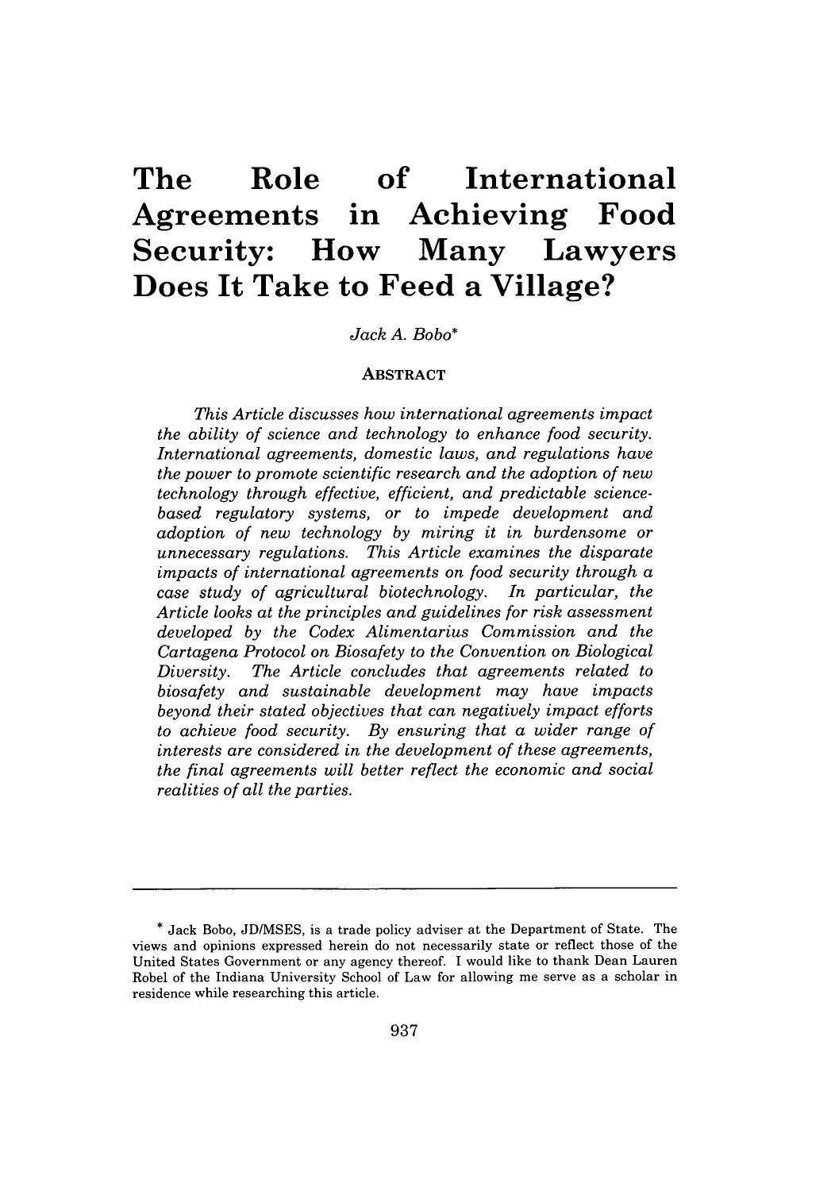# The Role of International Agreements in Achieving Food Security: How Many Lawyers Does It Take to Feed a Village?

*Jack A. Bobo*\*

## ABSTRACT

*This Article discusses how international agreements impact the ability of science and technology to enhance food security. International agreements, domestic laws, and regulations have the power to promote scientific research and the adoption of new technology through effective, efficient, and predictable science-based regulatory systems, or to impede development and adoption of new technology by miring it in burdensome or unnecessary regulations. This Article examines the disparate impacts of international agreements on food security through a case study of agricultural biotechnology. In particular, the Article looks at the principles and guidelines for risk assessment developed by the Codex Alimentarius Commission and the Cartagena Protocol on Biosafety to the Convention on Biological Diversity. The Article concludes that agreements related to biosafety and sustainable development may have impacts beyond their stated objectives that can negatively impact efforts to achieve food security. By ensuring that a wider range of interests are considered in the development of these agreements, the final agreements will better reflect the economic and social realities of all the parties.*

---

\* Jack Bobo, JD/MSES, is a trade policy adviser at the Department of State. The views and opinions expressed herein do not necessarily state or reflect those of the United States Government or any agency thereof. I would like to thank Dean Lauren Robel of the Indiana University School of Law for allowing me serve as a scholar in residence while researching this article.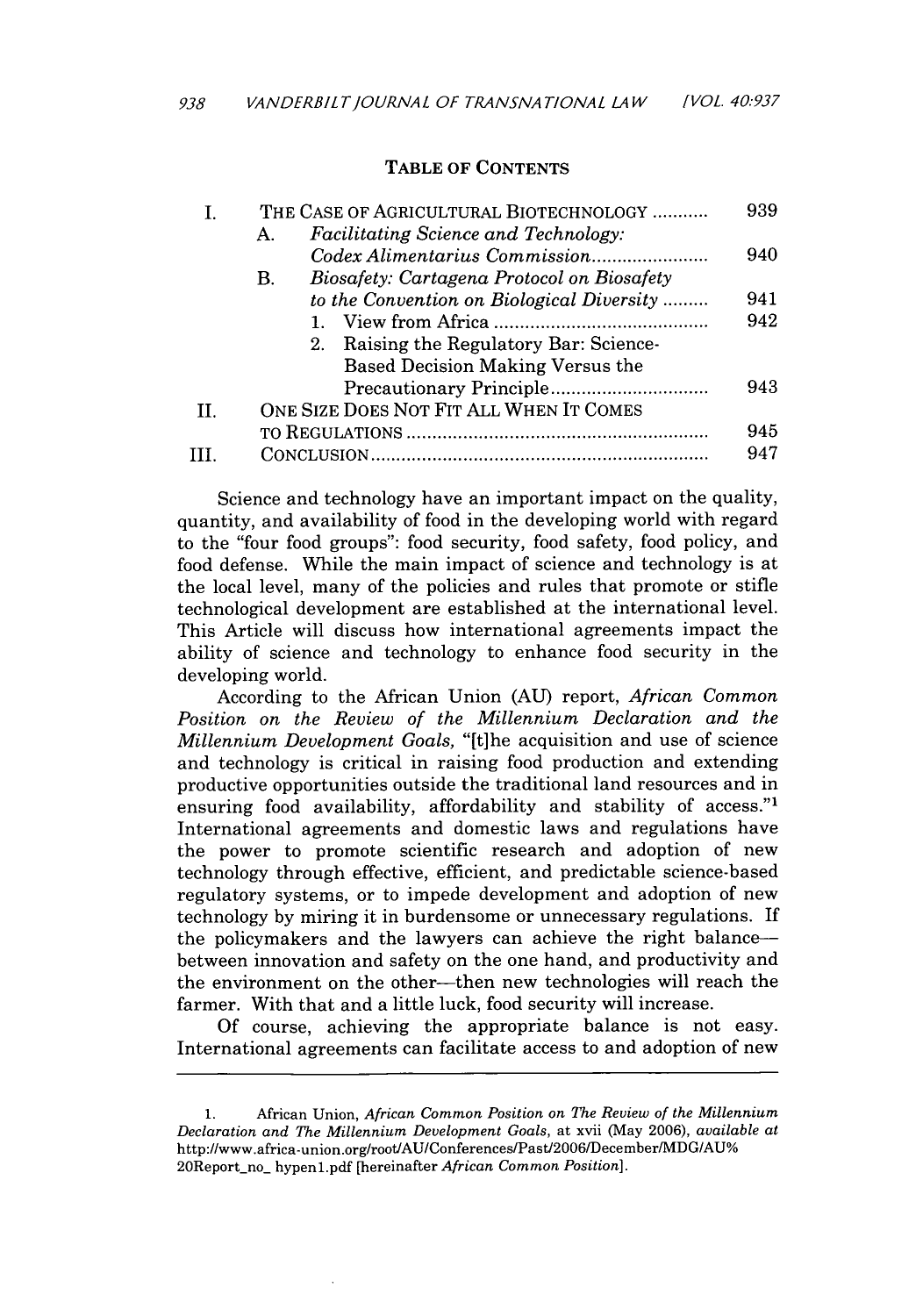**TABLE OF CONTENTS**

| | | |
|---|---|---|
| I. | THE CASE OF AGRICULTURAL BIOTECHNOLOGY | 939 |
| | A. *Facilitating Science and Technology: Codex Alimentarius Commission* | 940 |
| | B. *Biosafety: Cartagena Protocol on Biosafety to the Convention on Biological Diversity* | 941 |
| | 1. View from Africa | 942 |
| | 2. Raising the Regulatory Bar: Science-Based Decision Making Versus the Precautionary Principle | 943 |
| II. | ONE SIZE DOES NOT FIT ALL WHEN IT COMES TO REGULATIONS | 945 |
| III. | CONCLUSION | 947 |

Science and technology have an important impact on the quality, quantity, and availability of food in the developing world with regard to the "four food groups": food security, food safety, food policy, and food defense. While the main impact of science and technology is at the local level, many of the policies and rules that promote or stifle technological development are established at the international level. This Article will discuss how international agreements impact the ability of science and technology to enhance food security in the developing world.

According to the African Union (AU) report, *African Common Position on the Review of the Millennium Declaration and the Millennium Development Goals,* "[t]he acquisition and use of science and technology is critical in raising food production and extending productive opportunities outside the traditional land resources and in ensuring food availability, affordability and stability of access."[1] International agreements and domestic laws and regulations have the power to promote scientific research and adoption of new technology through effective, efficient, and predictable science-based regulatory systems, or to impede development and adoption of new technology by miring it in burdensome or unnecessary regulations. If the policymakers and the lawyers can achieve the right balance—between innovation and safety on the one hand, and productivity and the environment on the other—then new technologies will reach the farmer. With that and a little luck, food security will increase.

Of course, achieving the appropriate balance is not easy. International agreements can facilitate access to and adoption of new

---

1. African Union, *African Common Position on The Review of the Millennium Declaration and The Millennium Development Goals*, at xvii (May 2006), *available at* http://www.africa-union.org/root/AU/Conferences/Past/2006/December/MDG/AU%20Report_no_ hypen1.pdf [hereinafter *African Common Position*].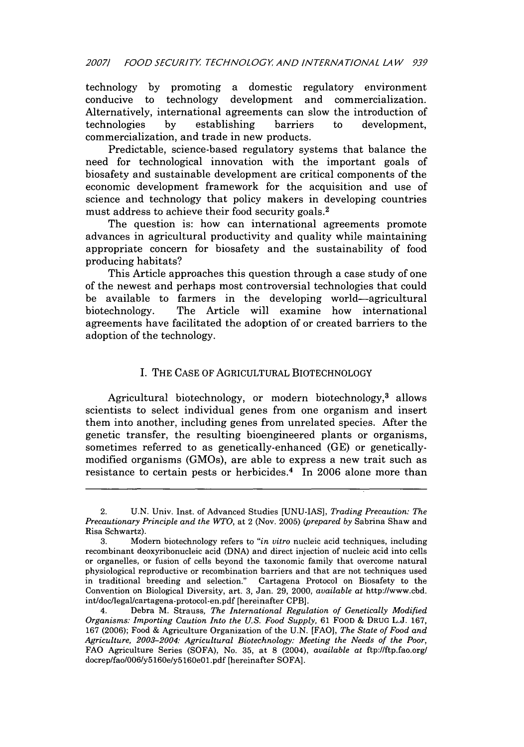technology by promoting a domestic regulatory environment conducive to technology development and commercialization. Alternatively, international agreements can slow the introduction of technologies by establishing barriers to development, commercialization, and trade in new products.

Predictable, science-based regulatory systems that balance the need for technological innovation with the important goals of biosafety and sustainable development are critical components of the economic development framework for the acquisition and use of science and technology that policy makers in developing countries must address to achieve their food security goals.[2]

The question is: how can international agreements promote advances in agricultural productivity and quality while maintaining appropriate concern for biosafety and the sustainability of food producing habitats?

This Article approaches this question through a case study of one of the newest and perhaps most controversial technologies that could be available to farmers in the developing world—agricultural biotechnology. The Article will examine how international agreements have facilitated the adoption of or created barriers to the adoption of the technology.

## I. THE CASE OF AGRICULTURAL BIOTECHNOLOGY

Agricultural biotechnology, or modern biotechnology,[3] allows scientists to select individual genes from one organism and insert them into another, including genes from unrelated species. After the genetic transfer, the resulting bioengineered plants or organisms, sometimes referred to as genetically-enhanced (GE) or genetically-modified organisms (GMOs), are able to express a new trait such as resistance to certain pests or herbicides.[4] In 2006 alone more than

---

2. U.N. Univ. Inst. of Advanced Studies [UNU-IAS], *Trading Precaution: The Precautionary Principle and the WTO*, at 2 (Nov. 2005) (*prepared by* Sabrina Shaw and Risa Schwartz).

3. Modern biotechnology refers to "*in vitro* nucleic acid techniques, including recombinant deoxyribonucleic acid (DNA) and direct injection of nucleic acid into cells or organelles, or fusion of cells beyond the taxonomic family that overcome natural physiological reproductive or recombination barriers and that are not techniques used in traditional breeding and selection." Cartagena Protocol on Biosafety to the Convention on Biological Diversity, art. 3, Jan. 29, 2000, *available at* http://www.cbd.int/doc/legal/cartagena-protocol-en.pdf [hereinafter CPB].

4. Debra M. Strauss, *The International Regulation of Genetically Modified Organisms: Importing Caution Into the U.S. Food Supply*, 61 FOOD & DRUG L.J. 167, 167 (2006); Food & Agriculture Organization of the U.N. [FAO], *The State of Food and Agriculture, 2003–2004: Agricultural Biotechnology: Meeting the Needs of the Poor*, FAO Agriculture Series (SOFA), No. 35, at 8 (2004), *available at* ftp://ftp.fao.org/docrep/fao/006/y5160e/y5160e01.pdf [hereinafter SOFA].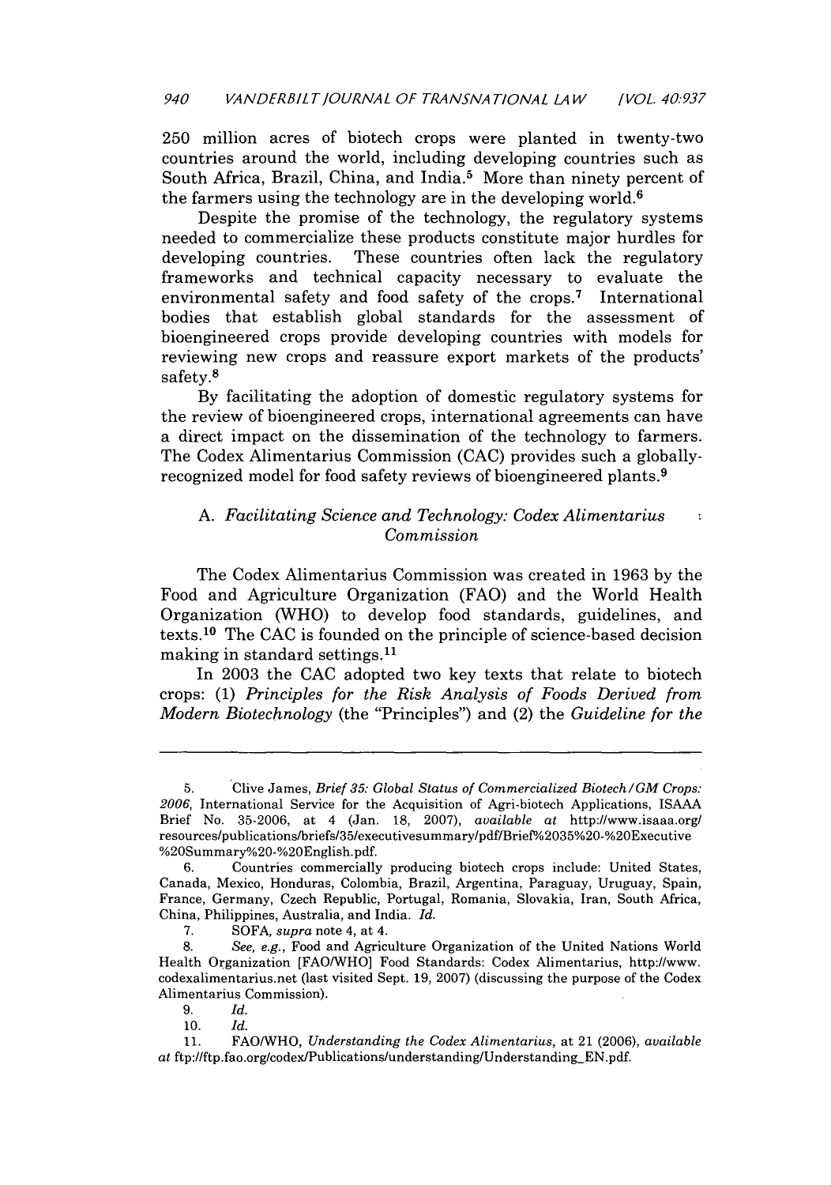250 million acres of biotech crops were planted in twenty-two countries around the world, including developing countries such as South Africa, Brazil, China, and India.[5] More than ninety percent of the farmers using the technology are in the developing world.[6]

Despite the promise of the technology, the regulatory systems needed to commercialize these products constitute major hurdles for developing countries. These countries often lack the regulatory frameworks and technical capacity necessary to evaluate the environmental safety and food safety of the crops.[7] International bodies that establish global standards for the assessment of bioengineered crops provide developing countries with models for reviewing new crops and reassure export markets of the products' safety.[8]

By facilitating the adoption of domestic regulatory systems for the review of bioengineered crops, international agreements can have a direct impact on the dissemination of the technology to farmers. The Codex Alimentarius Commission (CAC) provides such a globally-recognized model for food safety reviews of bioengineered plants.[9]

### A. *Facilitating Science and Technology: Codex Alimentarius Commission*

The Codex Alimentarius Commission was created in 1963 by the Food and Agriculture Organization (FAO) and the World Health Organization (WHO) to develop food standards, guidelines, and texts.[10] The CAC is founded on the principle of science-based decision making in standard settings.[11]

In 2003 the CAC adopted two key texts that relate to biotech crops: (1) *Principles for the Risk Analysis of Foods Derived from Modern Biotechnology* (the "Principles") and (2) the *Guideline for the*

---

5. Clive James, *Brief 35: Global Status of Commercialized Biotech/GM Crops: 2006*, International Service for the Acquisition of Agri-biotech Applications, ISAAA Brief No. 35-2006, at 4 (Jan. 18, 2007), *available at* http://www.isaaa.org/resources/publications/briefs/35/executivesummary/pdf/Brief%2035%20-%20Executive%20Summary%20-%20English.pdf.

6. Countries commercially producing biotech crops include: United States, Canada, Mexico, Honduras, Colombia, Brazil, Argentina, Paraguay, Uruguay, Spain, France, Germany, Czech Republic, Portugal, Romania, Slovakia, Iran, South Africa, China, Philippines, Australia, and India. *Id.*

7. SOFA, *supra* note 4, at 4.

8. *See, e.g.*, Food and Agriculture Organization of the United Nations World Health Organization [FAO/WHO] Food Standards: Codex Alimentarius, http://www.codexalimentarius.net (last visited Sept. 19, 2007) (discussing the purpose of the Codex Alimentarius Commission).

9. *Id.*

10. *Id.*

11. FAO/WHO, *Understanding the Codex Alimentarius*, at 21 (2006), *available at* ftp://ftp.fao.org/codex/Publications/understanding/Understanding_EN.pdf.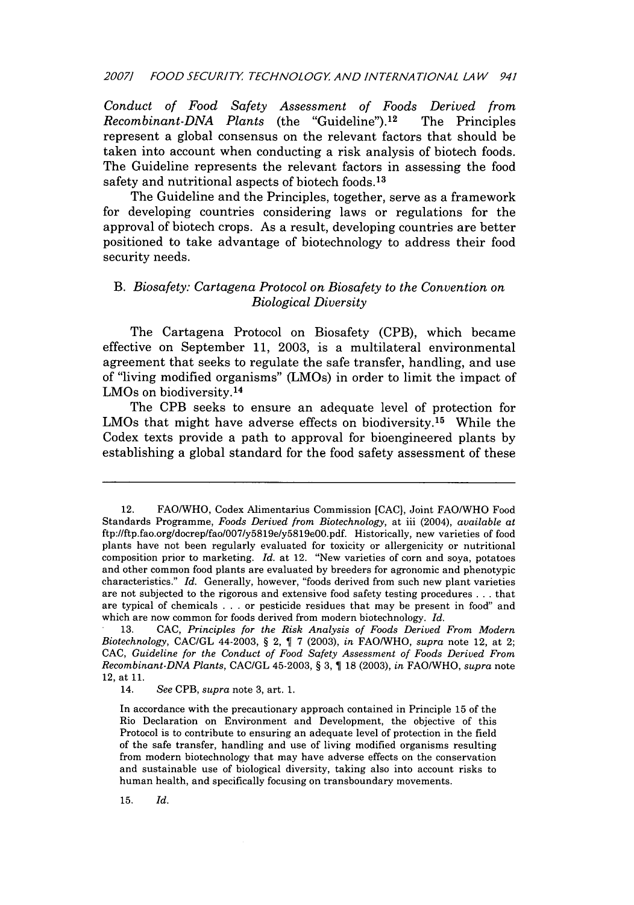*Conduct of Food Safety Assessment of Foods Derived from Recombinant-DNA Plants* (the "Guideline").[12] The Principles represent a global consensus on the relevant factors that should be taken into account when conducting a risk analysis of biotech foods. The Guideline represents the relevant factors in assessing the food safety and nutritional aspects of biotech foods.[13]

The Guideline and the Principles, together, serve as a framework for developing countries considering laws or regulations for the approval of biotech crops. As a result, developing countries are better positioned to take advantage of biotechnology to address their food security needs.

### B. *Biosafety: Cartagena Protocol on Biosafety to the Convention on Biological Diversity*

The Cartagena Protocol on Biosafety (CPB), which became effective on September 11, 2003, is a multilateral environmental agreement that seeks to regulate the safe transfer, handling, and use of "living modified organisms" (LMOs) in order to limit the impact of LMOs on biodiversity.[14]

The CPB seeks to ensure an adequate level of protection for LMOs that might have adverse effects on biodiversity.[15] While the Codex texts provide a path to approval for bioengineered plants by establishing a global standard for the food safety assessment of these

---

12. FAO/WHO, Codex Alimentarius Commission [CAC], Joint FAO/WHO Food Standards Programme, *Foods Derived from Biotechnology*, at iii (2004), *available at* ftp://ftp.fao.org/docrep/fao/007/y5819e/y5819e00.pdf. Historically, new varieties of food plants have not been regularly evaluated for toxicity or allergenicity or nutritional composition prior to marketing. *Id.* at 12. "New varieties of corn and soya, potatoes and other common food plants are evaluated by breeders for agronomic and phenotypic characteristics." *Id.* Generally, however, "foods derived from such new plant varieties are not subjected to the rigorous and extensive food safety testing procedures . . . that are typical of chemicals . . . or pesticide residues that may be present in food" and which are now common for foods derived from modern biotechnology. *Id.*

13. CAC, *Principles for the Risk Analysis of Foods Derived From Modern Biotechnology*, CAC/GL 44-2003, § 2, ¶ 7 (2003), *in* FAO/WHO, *supra* note 12, at 2; CAC, *Guideline for the Conduct of Food Safety Assessment of Foods Derived From Recombinant-DNA Plants*, CAC/GL 45-2003, § 3, ¶ 18 (2003), *in* FAO/WHO, *supra* note 12, at 11.

14. *See* CPB, *supra* note 3, art. 1.

> In accordance with the precautionary approach contained in Principle 15 of the Rio Declaration on Environment and Development, the objective of this Protocol is to contribute to ensuring an adequate level of protection in the field of the safe transfer, handling and use of living modified organisms resulting from modern biotechnology that may have adverse effects on the conservation and sustainable use of biological diversity, taking also into account risks to human health, and specifically focusing on transboundary movements.

15. *Id.*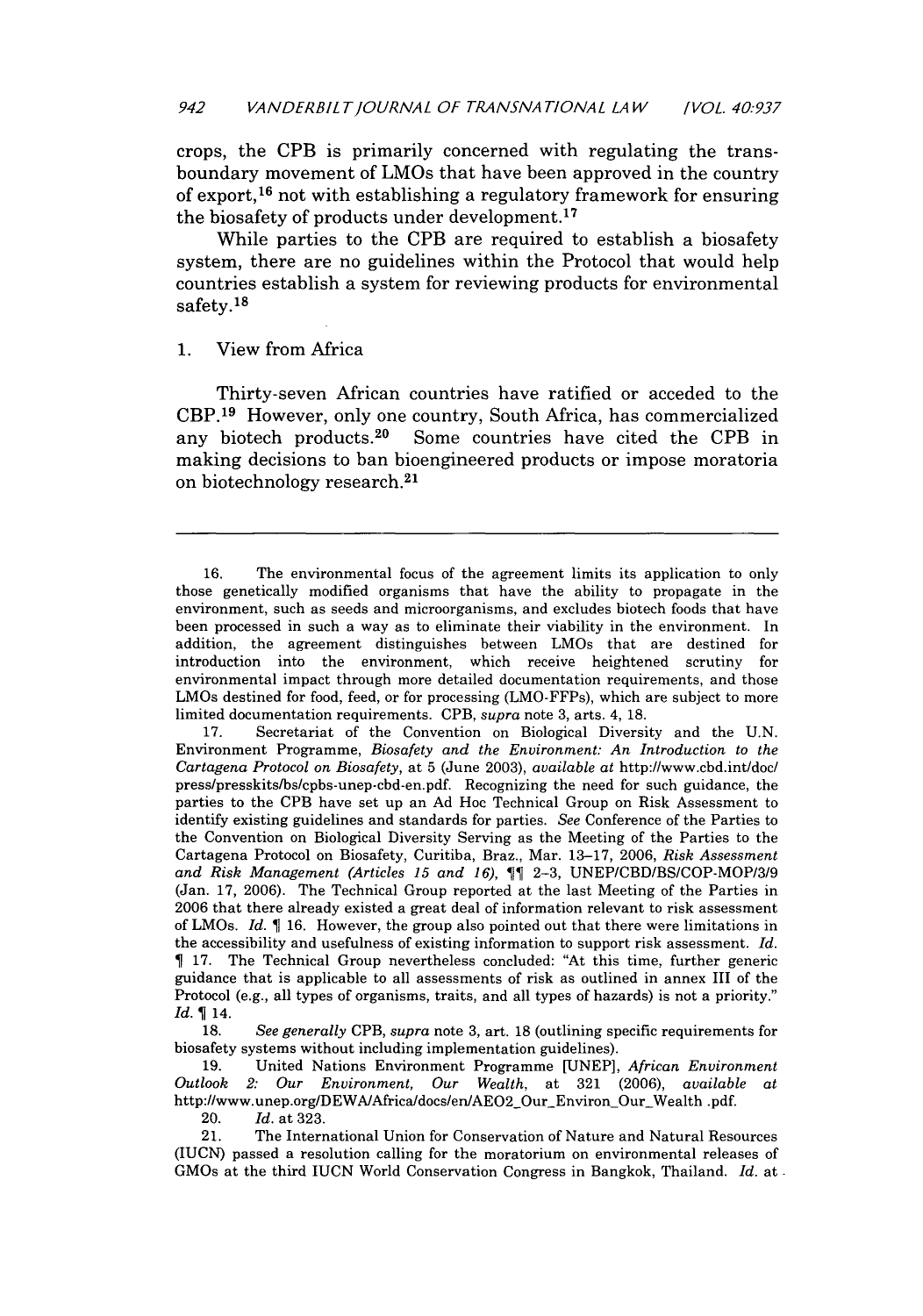crops, the CPB is primarily concerned with regulating the trans-boundary movement of LMOs that have been approved in the country of export,[16] not with establishing a regulatory framework for ensuring the biosafety of products under development.[17]

While parties to the CPB are required to establish a biosafety system, there are no guidelines within the Protocol that would help countries establish a system for reviewing products for environmental safety.[18]

### 1. View from Africa

Thirty-seven African countries have ratified or acceded to the CBP.[19] However, only one country, South Africa, has commercialized any biotech products.[20] Some countries have cited the CPB in making decisions to ban bioengineered products or impose moratoria on biotechnology research.[21]

---

16. The environmental focus of the agreement limits its application to only those genetically modified organisms that have the ability to propagate in the environment, such as seeds and microorganisms, and excludes biotech foods that have been processed in such a way as to eliminate their viability in the environment. In addition, the agreement distinguishes between LMOs that are destined for introduction into the environment, which receive heightened scrutiny for environmental impact through more detailed documentation requirements, and those LMOs destined for food, feed, or for processing (LMO-FFPs), which are subject to more limited documentation requirements. CPB, *supra* note 3, arts. 4, 18.

17. Secretariat of the Convention on Biological Diversity and the U.N. Environment Programme, *Biosafety and the Environment: An Introduction to the Cartagena Protocol on Biosafety*, at 5 (June 2003), *available at* http://www.cbd.int/doc/press/presskits/bs/cpbs-unep-cbd-en.pdf. Recognizing the need for such guidance, the parties to the CPB have set up an Ad Hoc Technical Group on Risk Assessment to identify existing guidelines and standards for parties. *See* Conference of the Parties to the Convention on Biological Diversity Serving as the Meeting of the Parties to the Cartagena Protocol on Biosafety, Curitiba, Braz., Mar. 13–17, 2006, *Risk Assessment and Risk Management (Articles 15 and 16)*, ¶¶ 2–3, UNEP/CBD/BS/COP-MOP/3/9 (Jan. 17, 2006). The Technical Group reported at the last Meeting of the Parties in 2006 that there already existed a great deal of information relevant to risk assessment of LMOs. *Id.* ¶ 16. However, the group also pointed out that there were limitations in the accessibility and usefulness of existing information to support risk assessment. *Id.* ¶ 17. The Technical Group nevertheless concluded: "At this time, further generic guidance that is applicable to all assessments of risk as outlined in annex III of the Protocol (e.g., all types of organisms, traits, and all types of hazards) is not a priority." *Id.* ¶ 14.

18. *See generally* CPB, *supra* note 3, art. 18 (outlining specific requirements for biosafety systems without including implementation guidelines).

19. United Nations Environment Programme [UNEP], *African Environment Outlook 2: Our Environment, Our Wealth*, at 321 (2006), *available at* http://www.unep.org/DEWA/Africa/docs/en/AEO2_Our_Environ_Our_Wealth .pdf.

20. *Id.* at 323.

21. The International Union for Conservation of Nature and Natural Resources (IUCN) passed a resolution calling for the moratorium on environmental releases of GMOs at the third IUCN World Conservation Congress in Bangkok, Thailand. *Id.* at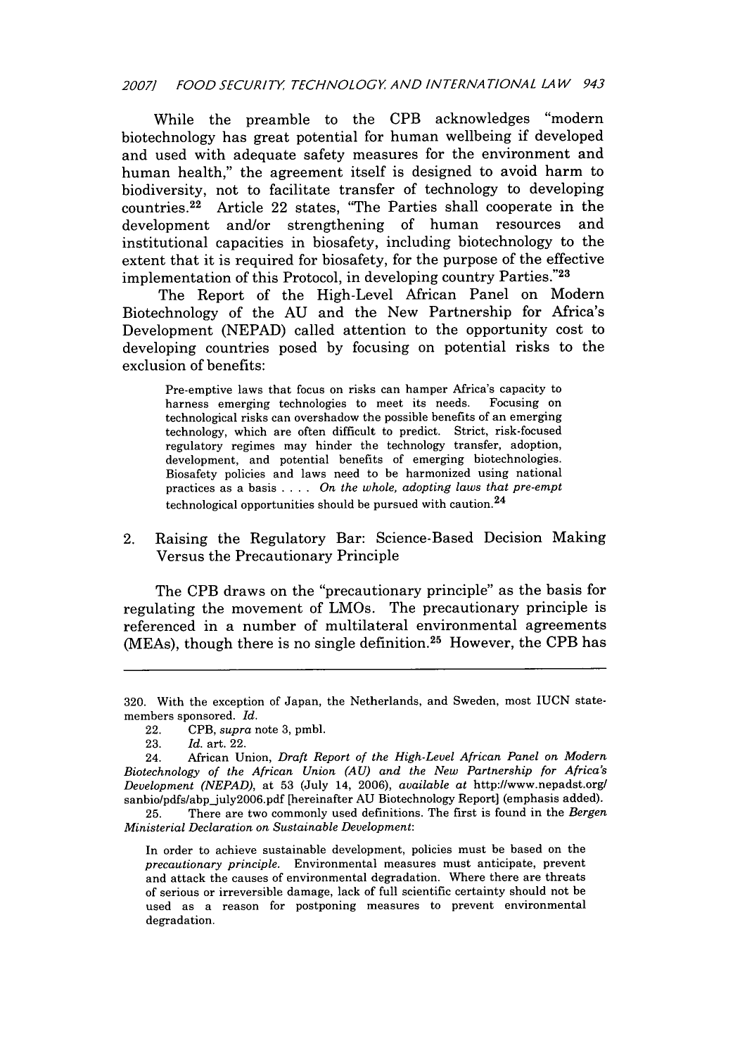While the preamble to the CPB acknowledges "modern biotechnology has great potential for human wellbeing if developed and used with adequate safety measures for the environment and human health," the agreement itself is designed to avoid harm to biodiversity, not to facilitate transfer of technology to developing countries.[22] Article 22 states, "The Parties shall cooperate in the development and/or strengthening of human resources and institutional capacities in biosafety, including biotechnology to the extent that it is required for biosafety, for the purpose of the effective implementation of this Protocol, in developing country Parties."[23]

The Report of the High-Level African Panel on Modern Biotechnology of the AU and the New Partnership for Africa's Development (NEPAD) called attention to the opportunity cost to developing countries posed by focusing on potential risks to the exclusion of benefits:

> Pre-emptive laws that focus on risks can hamper Africa's capacity to harness emerging technologies to meet its needs. Focusing on technological risks can overshadow the possible benefits of an emerging technology, which are often difficult to predict. Strict, risk-focused regulatory regimes may hinder the technology transfer, adoption, development, and potential benefits of emerging biotechnologies. Biosafety policies and laws need to be harmonized using national practices as a basis . . . . *On the whole, adopting laws that pre-empt* technological opportunities should be pursued with caution.[24]

### 2. Raising the Regulatory Bar: Science-Based Decision Making Versus the Precautionary Principle

The CPB draws on the "precautionary principle" as the basis for regulating the movement of LMOs. The precautionary principle is referenced in a number of multilateral environmental agreements (MEAs), though there is no single definition.[25] However, the CPB has

---

320. With the exception of Japan, the Netherlands, and Sweden, most IUCN state-members sponsored. *Id.*

22. CPB, *supra* note 3, pmbl.

23. *Id.* art. 22.

24. African Union, *Draft Report of the High-Level African Panel on Modern Biotechnology of the African Union (AU) and the New Partnership for Africa's Development (NEPAD)*, at 53 (July 14, 2006), *available at* http://www.nepadst.org/sanbio/pdfs/abp_july2006.pdf [hereinafter AU Biotechnology Report] (emphasis added).

25. There are two commonly used definitions. The first is found in the *Bergen Ministerial Declaration on Sustainable Development*:

> In order to achieve sustainable development, policies must be based on the *precautionary principle.* Environmental measures must anticipate, prevent and attack the causes of environmental degradation. Where there are threats of serious or irreversible damage, lack of full scientific certainty should not be used as a reason for postponing measures to prevent environmental degradation.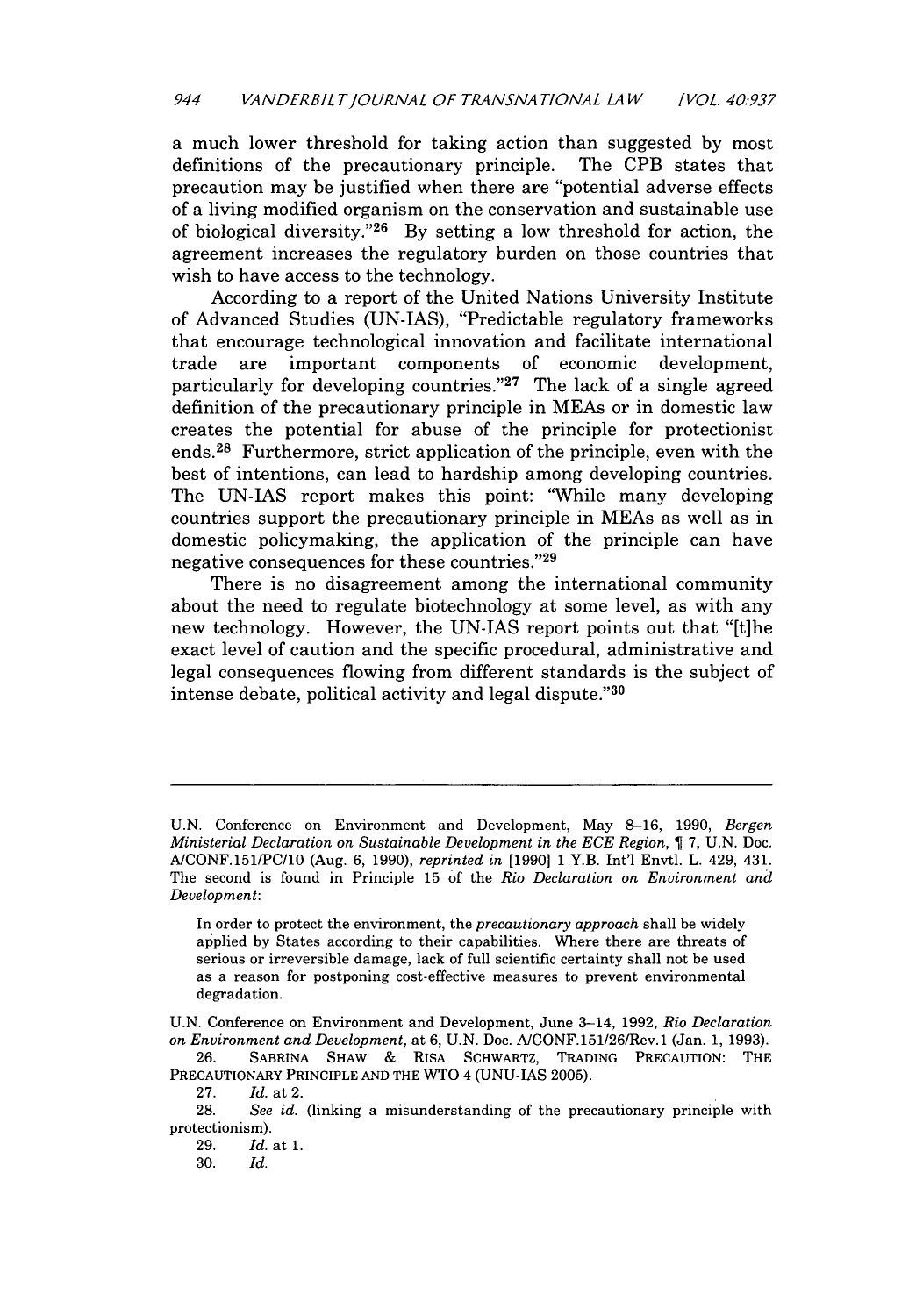a much lower threshold for taking action than suggested by most definitions of the precautionary principle. The CPB states that precaution may be justified when there are "potential adverse effects of a living modified organism on the conservation and sustainable use of biological diversity."[26] By setting a low threshold for action, the agreement increases the regulatory burden on those countries that wish to have access to the technology.

According to a report of the United Nations University Institute of Advanced Studies (UN-IAS), "Predictable regulatory frameworks that encourage technological innovation and facilitate international trade are important components of economic development, particularly for developing countries."[27] The lack of a single agreed definition of the precautionary principle in MEAs or in domestic law creates the potential for abuse of the principle for protectionist ends.[28] Furthermore, strict application of the principle, even with the best of intentions, can lead to hardship among developing countries. The UN-IAS report makes this point: "While many developing countries support the precautionary principle in MEAs as well as in domestic policymaking, the application of the principle can have negative consequences for these countries."[29]

There is no disagreement among the international community about the need to regulate biotechnology at some level, as with any new technology. However, the UN-IAS report points out that "[t]he exact level of caution and the specific procedural, administrative and legal consequences flowing from different standards is the subject of intense debate, political activity and legal dispute."[30]

---

U.N. Conference on Environment and Development, May 8–16, 1990, *Bergen Ministerial Declaration on Sustainable Development in the ECE Region*, ¶ 7, U.N. Doc. A/CONF.151/PC/10 (Aug. 6, 1990), *reprinted in* [1990] 1 Y.B. Int'l Envtl. L. 429, 431. The second is found in Principle 15 of the *Rio Declaration on Environment and Development*:

> In order to protect the environment, the *precautionary approach* shall be widely applied by States according to their capabilities. Where there are threats of serious or irreversible damage, lack of full scientific certainty shall not be used as a reason for postponing cost-effective measures to prevent environmental degradation.

U.N. Conference on Environment and Development, June 3–14, 1992, *Rio Declaration on Environment and Development*, at 6, U.N. Doc. A/CONF.151/26/Rev.1 (Jan. 1, 1993).

26. SABRINA SHAW & RISA SCHWARTZ, TRADING PRECAUTION: THE PRECAUTIONARY PRINCIPLE AND THE WTO 4 (UNU-IAS 2005).

27. *Id.* at 2.

28. *See id.* (linking a misunderstanding of the precautionary principle with protectionism).

29. *Id.* at 1.

30. *Id.*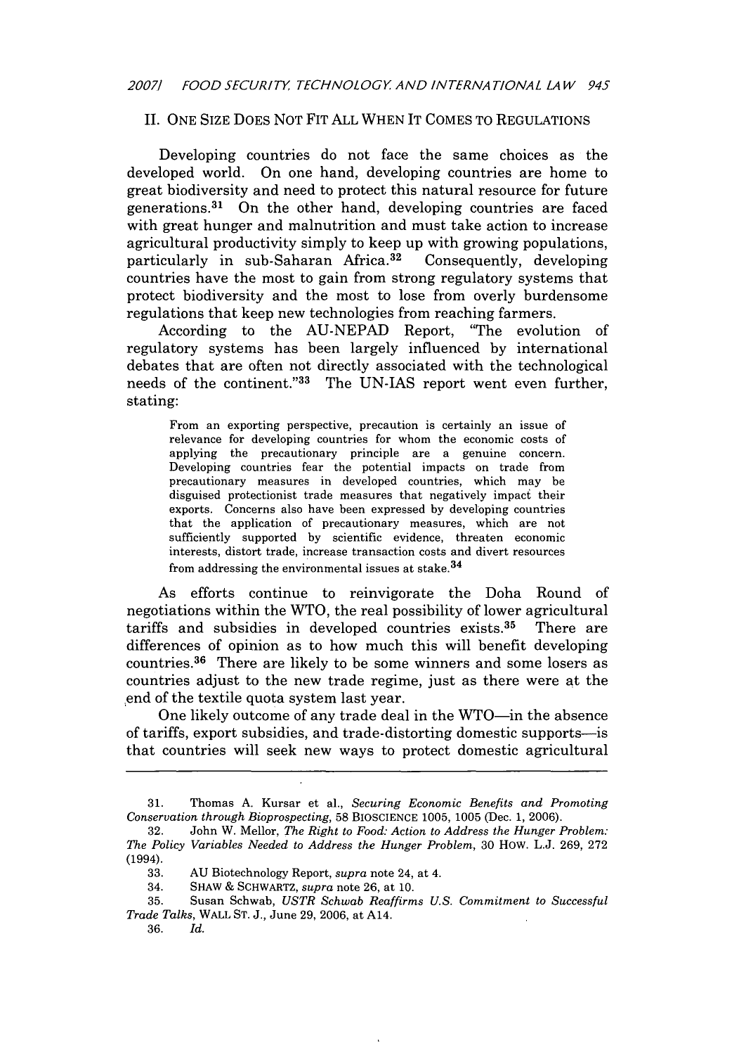## II. ONE SIZE DOES NOT FIT ALL WHEN IT COMES TO REGULATIONS

Developing countries do not face the same choices as the developed world. On one hand, developing countries are home to great biodiversity and need to protect this natural resource for future generations.[31] On the other hand, developing countries are faced with great hunger and malnutrition and must take action to increase agricultural productivity simply to keep up with growing populations, particularly in sub-Saharan Africa.[32] Consequently, developing countries have the most to gain from strong regulatory systems that protect biodiversity and the most to lose from overly burdensome regulations that keep new technologies from reaching farmers.

According to the AU-NEPAD Report, "The evolution of regulatory systems has been largely influenced by international debates that are often not directly associated with the technological needs of the continent."[33] The UN-IAS report went even further, stating:

> From an exporting perspective, precaution is certainly an issue of relevance for developing countries for whom the economic costs of applying the precautionary principle are a genuine concern. Developing countries fear the potential impacts on trade from precautionary measures in developed countries, which may be disguised protectionist trade measures that negatively impact their exports. Concerns also have been expressed by developing countries that the application of precautionary measures, which are not sufficiently supported by scientific evidence, threaten economic interests, distort trade, increase transaction costs and divert resources from addressing the environmental issues at stake.[34]

As efforts continue to reinvigorate the Doha Round of negotiations within the WTO, the real possibility of lower agricultural tariffs and subsidies in developed countries exists.[35] There are differences of opinion as to how much this will benefit developing countries.[36] There are likely to be some winners and some losers as countries adjust to the new trade regime, just as there were at the end of the textile quota system last year.

One likely outcome of any trade deal in the WTO—in the absence of tariffs, export subsidies, and trade-distorting domestic supports—is that countries will seek new ways to protect domestic agricultural

---

31. Thomas A. Kursar et al., *Securing Economic Benefits and Promoting Conservation through Bioprospecting*, 58 BIOSCIENCE 1005, 1005 (Dec. 1, 2006).

32. John W. Mellor, *The Right to Food: Action to Address the Hunger Problem: The Policy Variables Needed to Address the Hunger Problem*, 30 HOW. L.J. 269, 272 (1994).

33. AU Biotechnology Report, *supra* note 24, at 4.

34. SHAW & SCHWARTZ, *supra* note 26, at 10.

35. Susan Schwab, *USTR Schwab Reaffirms U.S. Commitment to Successful Trade Talks*, WALL ST. J., June 29, 2006, at A14.

36. *Id.*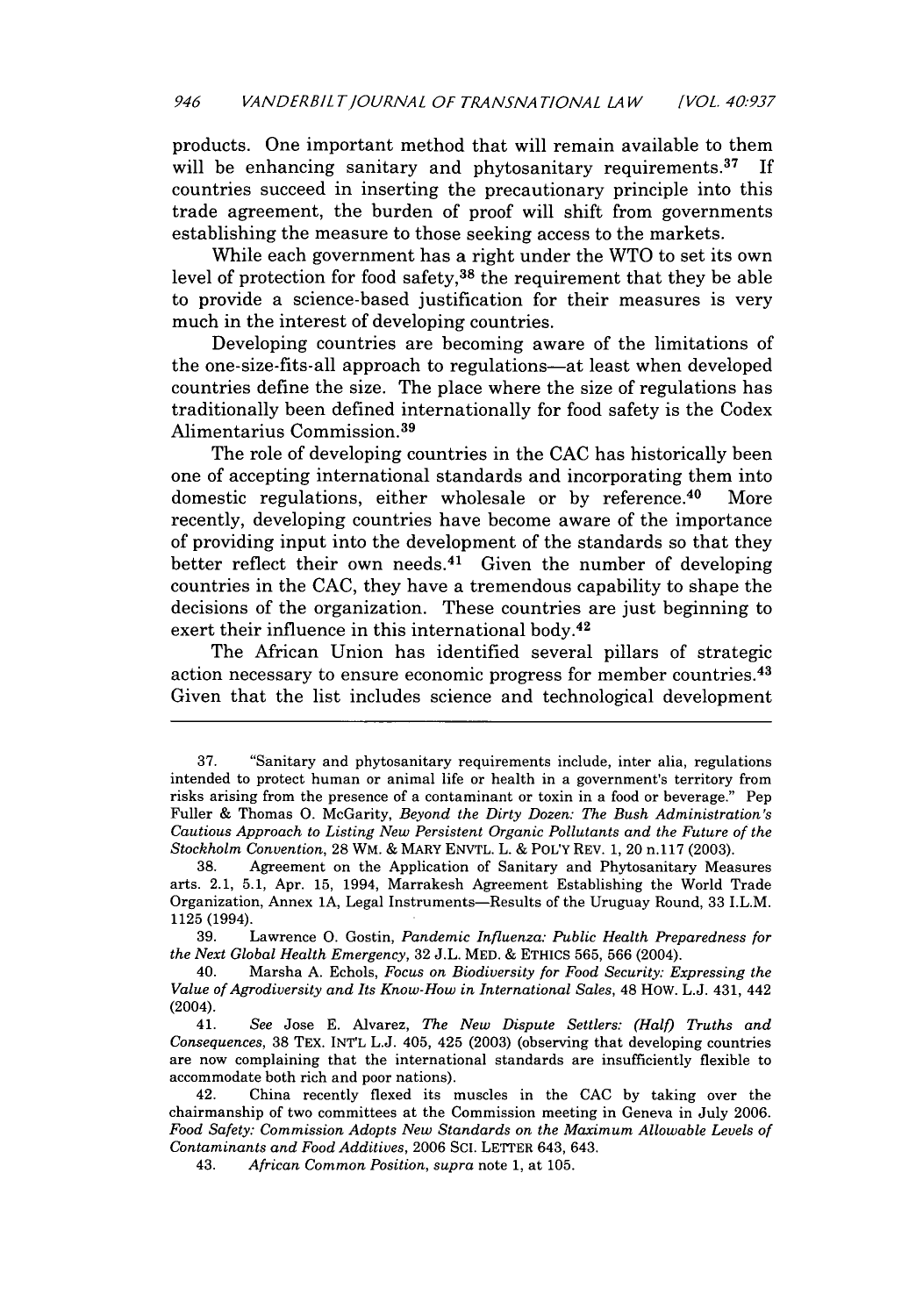products. One important method that will remain available to them will be enhancing sanitary and phytosanitary requirements.[37] If countries succeed in inserting the precautionary principle into this trade agreement, the burden of proof will shift from governments establishing the measure to those seeking access to the markets.

While each government has a right under the WTO to set its own level of protection for food safety,[38] the requirement that they be able to provide a science-based justification for their measures is very much in the interest of developing countries.

Developing countries are becoming aware of the limitations of the one-size-fits-all approach to regulations—at least when developed countries define the size. The place where the size of regulations has traditionally been defined internationally for food safety is the Codex Alimentarius Commission.[39]

The role of developing countries in the CAC has historically been one of accepting international standards and incorporating them into domestic regulations, either wholesale or by reference.[40] More recently, developing countries have become aware of the importance of providing input into the development of the standards so that they better reflect their own needs.[41] Given the number of developing countries in the CAC, they have a tremendous capability to shape the decisions of the organization. These countries are just beginning to exert their influence in this international body.[42]

The African Union has identified several pillars of strategic action necessary to ensure economic progress for member countries.[43] Given that the list includes science and technological development

---

37. "Sanitary and phytosanitary requirements include, inter alia, regulations intended to protect human or animal life or health in a government's territory from risks arising from the presence of a contaminant or toxin in a food or beverage." Pep Fuller & Thomas O. McGarity, *Beyond the Dirty Dozen: The Bush Administration's Cautious Approach to Listing New Persistent Organic Pollutants and the Future of the Stockholm Convention*, 28 WM. & MARY ENVTL. L. & POL'Y REV. 1, 20 n.117 (2003).

38. Agreement on the Application of Sanitary and Phytosanitary Measures arts. 2.1, 5.1, Apr. 15, 1994, Marrakesh Agreement Establishing the World Trade Organization, Annex 1A, Legal Instruments—Results of the Uruguay Round, 33 I.L.M. 1125 (1994).

39. Lawrence O. Gostin, *Pandemic Influenza: Public Health Preparedness for the Next Global Health Emergency*, 32 J.L. MED. & ETHICS 565, 566 (2004).

40. Marsha A. Echols, *Focus on Biodiversity for Food Security: Expressing the Value of Agrodiversity and Its Know-How in International Sales*, 48 HOW. L.J. 431, 442 (2004).

41. *See* Jose E. Alvarez, *The New Dispute Settlers: (Half) Truths and Consequences*, 38 TEX. INT'L L.J. 405, 425 (2003) (observing that developing countries are now complaining that the international standards are insufficiently flexible to accommodate both rich and poor nations).

42. China recently flexed its muscles in the CAC by taking over the chairmanship of two committees at the Commission meeting in Geneva in July 2006. *Food Safety: Commission Adopts New Standards on the Maximum Allowable Levels of Contaminants and Food Additives*, 2006 SCI. LETTER 643, 643.

43. *African Common Position*, *supra* note 1, at 105.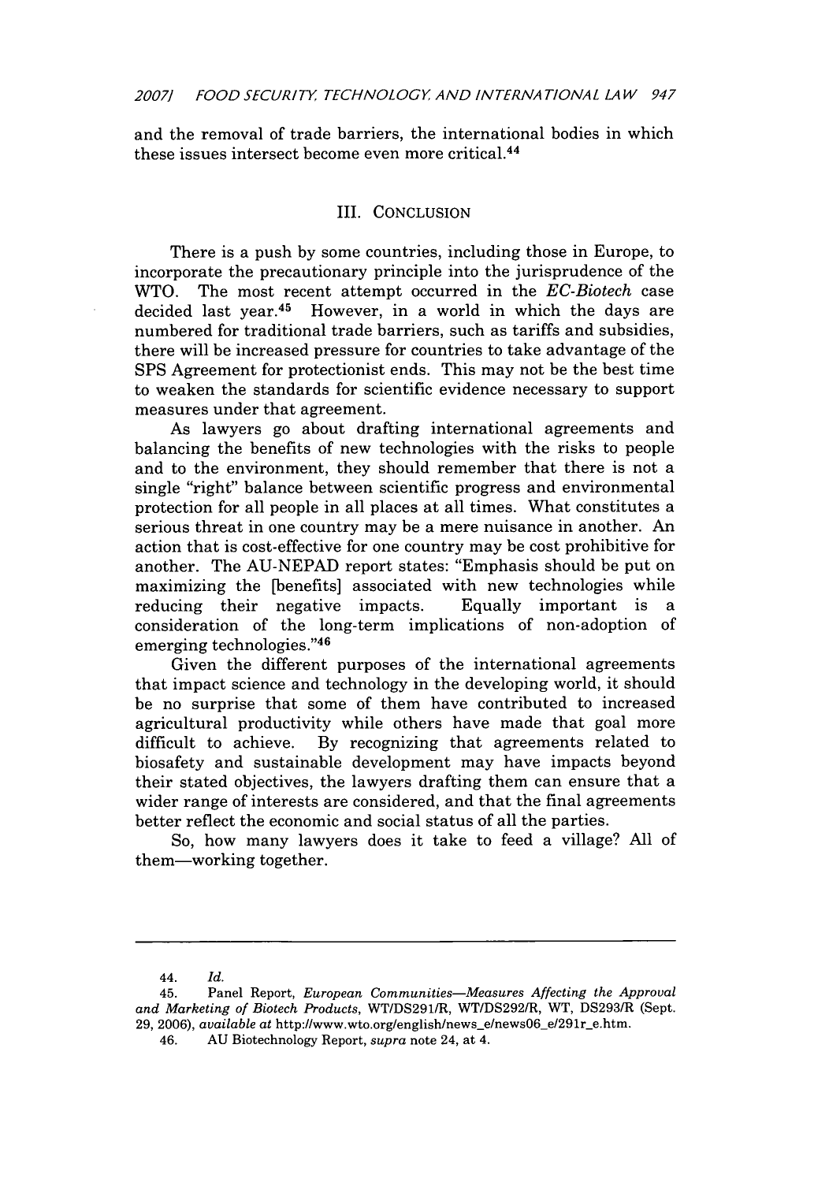and the removal of trade barriers, the international bodies in which these issues intersect become even more critical.[44]

## III. CONCLUSION

There is a push by some countries, including those in Europe, to incorporate the precautionary principle into the jurisprudence of the WTO. The most recent attempt occurred in the *EC-Biotech* case decided last year.[45] However, in a world in which the days are numbered for traditional trade barriers, such as tariffs and subsidies, there will be increased pressure for countries to take advantage of the SPS Agreement for protectionist ends. This may not be the best time to weaken the standards for scientific evidence necessary to support measures under that agreement.

As lawyers go about drafting international agreements and balancing the benefits of new technologies with the risks to people and to the environment, they should remember that there is not a single "right" balance between scientific progress and environmental protection for all people in all places at all times. What constitutes a serious threat in one country may be a mere nuisance in another. An action that is cost-effective for one country may be cost prohibitive for another. The AU-NEPAD report states: "Emphasis should be put on maximizing the [benefits] associated with new technologies while reducing their negative impacts. Equally important is a consideration of the long-term implications of non-adoption of emerging technologies."[46]

Given the different purposes of the international agreements that impact science and technology in the developing world, it should be no surprise that some of them have contributed to increased agricultural productivity while others have made that goal more difficult to achieve. By recognizing that agreements related to biosafety and sustainable development may have impacts beyond their stated objectives, the lawyers drafting them can ensure that a wider range of interests are considered, and that the final agreements better reflect the economic and social status of all the parties.

So, how many lawyers does it take to feed a village? All of them—working together.

---

44. *Id.*

45. Panel Report, *European Communities—Measures Affecting the Approval and Marketing of Biotech Products*, WT/DS291/R, WT/DS292/R, WT, DS293/R (Sept. 29, 2006), *available at* http://www.wto.org/english/news_e/news06_e/291r_e.htm.

46. AU Biotechnology Report, *supra* note 24, at 4.